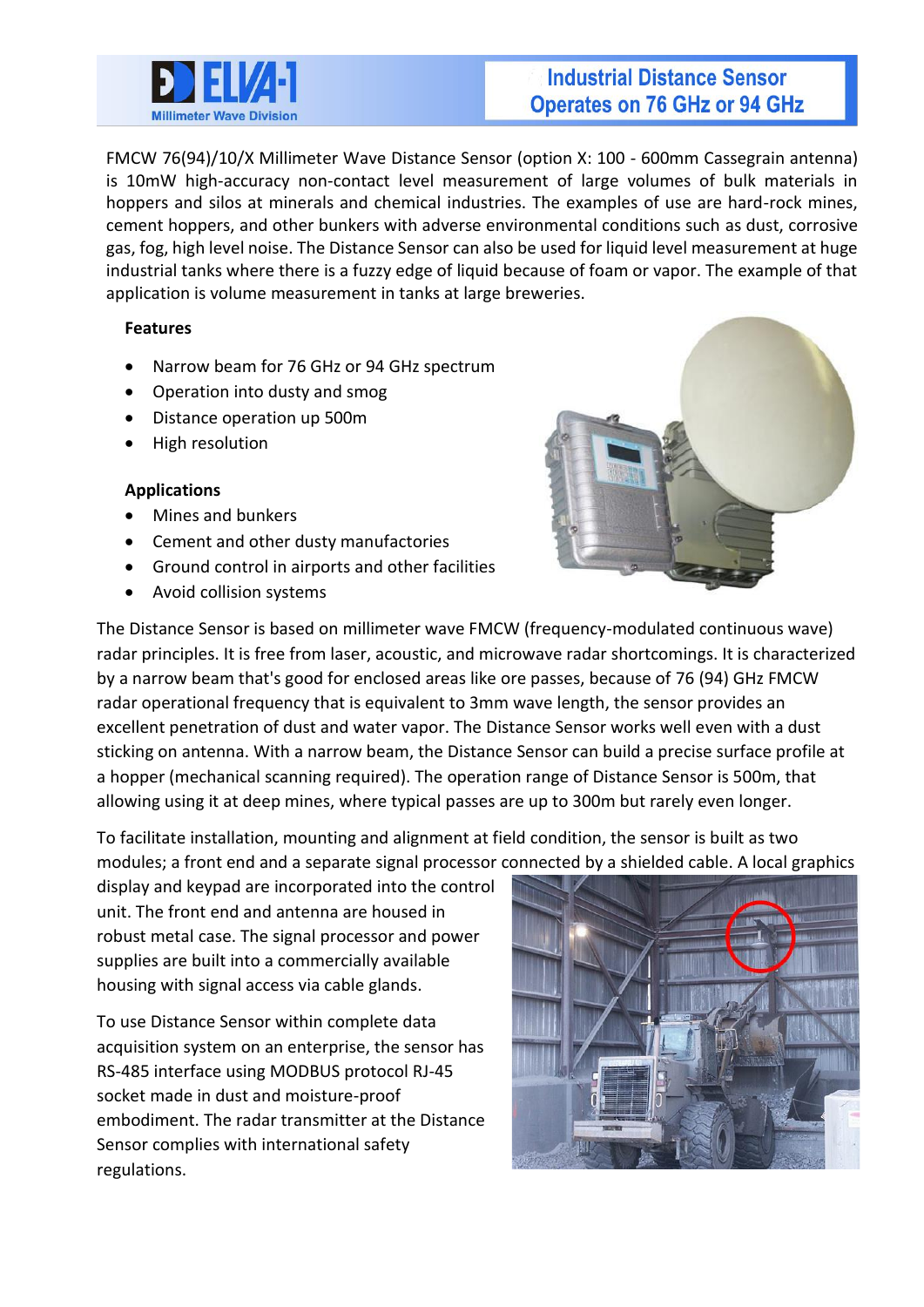# Industrial Distance Sensor Operates on 76 GHz or 94 GHz

FMCW 76(94)/10/X Millimeter Wave Distance Sensor (option X: 100 - 600mm Cassegrain antenna) is 10mW high-accuracy non-contact level measurement of large volumes of bulk materials in hoppers and silos at minerals and chemical industries. The examples of use are hard-rock mines, cement hoppers, and other bunkers with adverse environmental conditions such as dust, corrosive gas, fog, high level noise. The Distance Sensor can also be used for liquid level measurement at huge industrial tanks where there is a fuzzy edge of liquid because of foam or vapor. The example of that application is volume measurement in tanks at large breweries.

### Features

- Narrow beam for 76 GHz or 94 GHz spectrum
- Operation into dusty and smog
- Distance operation up 500m
- High resolution

### Applications

- Mines and bunkers
- Cement and other dusty manufactories
- Ground control in airports and other facilities
- Avoid collision systems

The Distance Sensor is based on millimeter wave FMCW (frequency-modulated continuous wave) radar principles. It is free from laser, acoustic, and microwave radar shortcomings. It is characterized by a narrow beam that's good for enclosed areas like ore passes, because of 76 (94) GHz FMCW radar operational frequency that is equivalent to 3mm wave length, the sensor provides an excellent penetration of dust and water vapor. The Distance Sensor works well even with a dust sticking on antenna. With a narrow beam, the Distance Sensor can build a precise surface profile at a hopper (mechanical scanning required). The operation range of Distance Sensor is 500m, that allowing using it at deep mines, where typical passes are up to 300m but rarely even longer.

To facilitate installation, mounting and alignment at field condition, the sensor is built as two modules; a front end and a separate signal processor connected by a shielded cable. A local graphics display and keypad are incorporated into the control unit. The front end and antenna are housed in robust metal case. The signal processor and power supplies are built into a commercially available housing with signal access via cable glands.

To use Distance Sensor within complete data acquisition system on an enterprise, the sensor has RS-485 interface using MODBUS protocol RJ-45 socket made in dust and moisture-proof embodiment. The radar transmitter at the Distance Sensor complies with international safety regulations.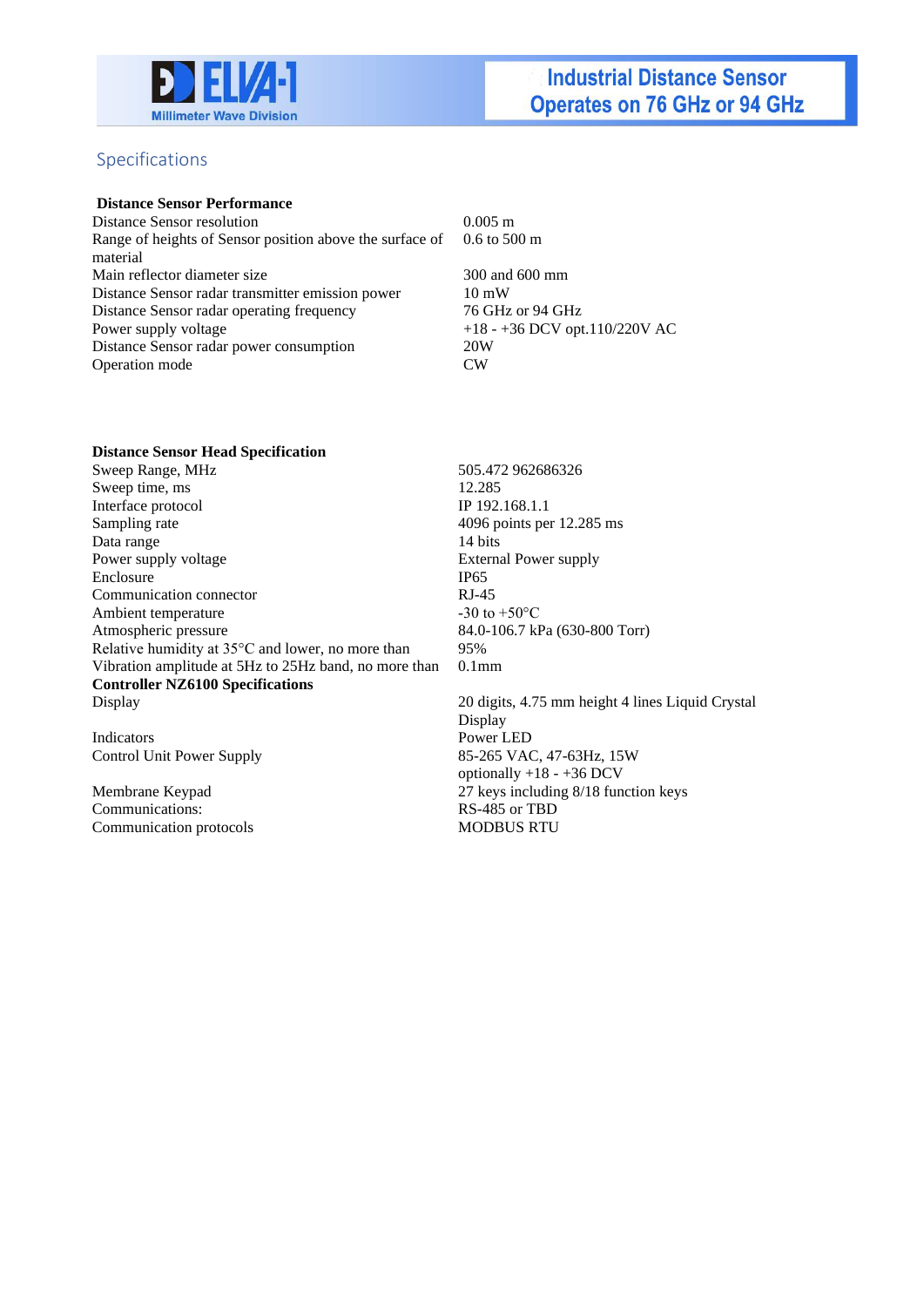## Specifications

### Distance Sensor Performance

| | |
|---|---|
| Distance Sensor resolution | 0.005 m |
| Range of heights of Sensor position above the surface of material | 0.6 to 500 m |
| Main reflector diameter size | 300 and 600 mm |
| Distance Sensor radar transmitter emission power | 10 mW |
| Distance Sensor radar operating frequency | 76 GHz or 94 GHz |
| Power supply voltage | +18 - +36 DCV opt.110/220V AC |
| Distance Sensor radar power consumption | 20W |
| Operation mode | CW |

### Distance Sensor Head Specification

| | |
|---|---|
| Sweep Range, MHz | 505.472 962686326 |
| Sweep time, ms | 12.285 |
| Interface protocol | IP 192.168.1.1 |
| Sampling rate | 4096 points per 12.285 ms |
| Data range | 14 bits |
| Power supply voltage | External Power supply |
| Enclosure | IP65 |
| Communication connector | RJ-45 |
| Ambient temperature | -30 to +50°C |
| Atmospheric pressure | 84.0-106.7 kPa (630-800 Torr) |
| Relative humidity at 35°C and lower, no more than | 95% |
| Vibration amplitude at 5Hz to 25Hz band, no more than | 0.1mm |

### Controller NZ6100 Specifications

| | |
|---|---|
| Display | 20 digits, 4.75 mm height 4 lines Liquid Crystal Display |
| Indicators | Power LED |
| Control Unit Power Supply | 85-265 VAC, 47-63Hz, 15W optionally +18 - +36 DCV |
| Membrane Keypad | 27 keys including 8/18 function keys |
| Communications: | RS-485 or TBD |
| Communication protocols | MODBUS RTU |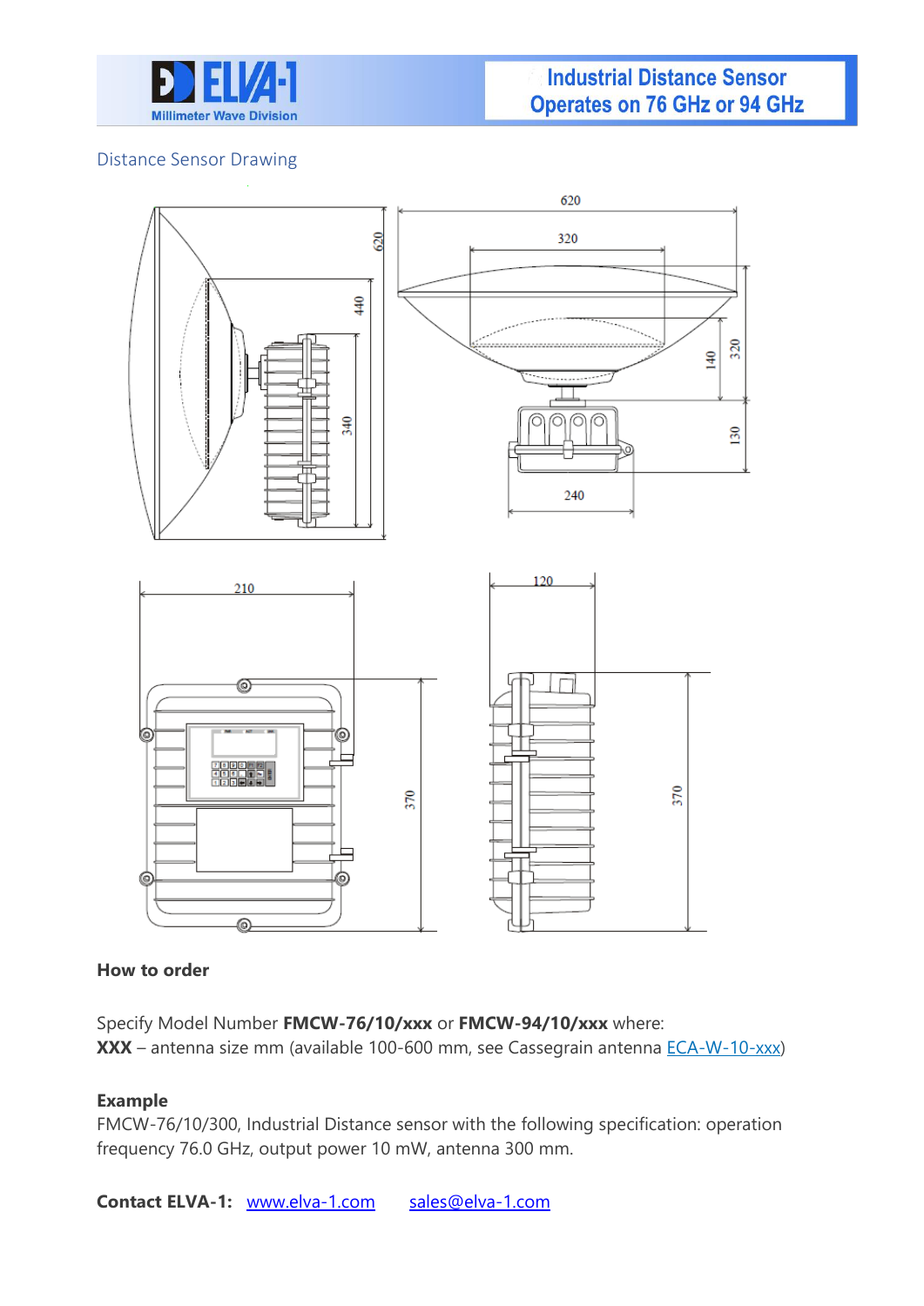## Distance Sensor Drawing

620

440

340

620

320

140

320

130

240

210

370

120

370

**How to order**

Specify Model Number **FMCW-76/10/xxx** or **FMCW-94/10/xxx** where:
**XXX** – antenna size mm (available 100-600 mm, see Cassegrain antenna [ECA-W-10-xxx](ECA-W-10-xxx))

**Example**
FMCW-76/10/300, Industrial Distance sensor with the following specification: operation frequency 76.0 GHz, output power 10 mW, antenna 300 mm.

**Contact ELVA-1:** [www.elva-1.com](http://www.elva-1.com) [sales@elva-1.com](mailto:sales@elva-1.com)